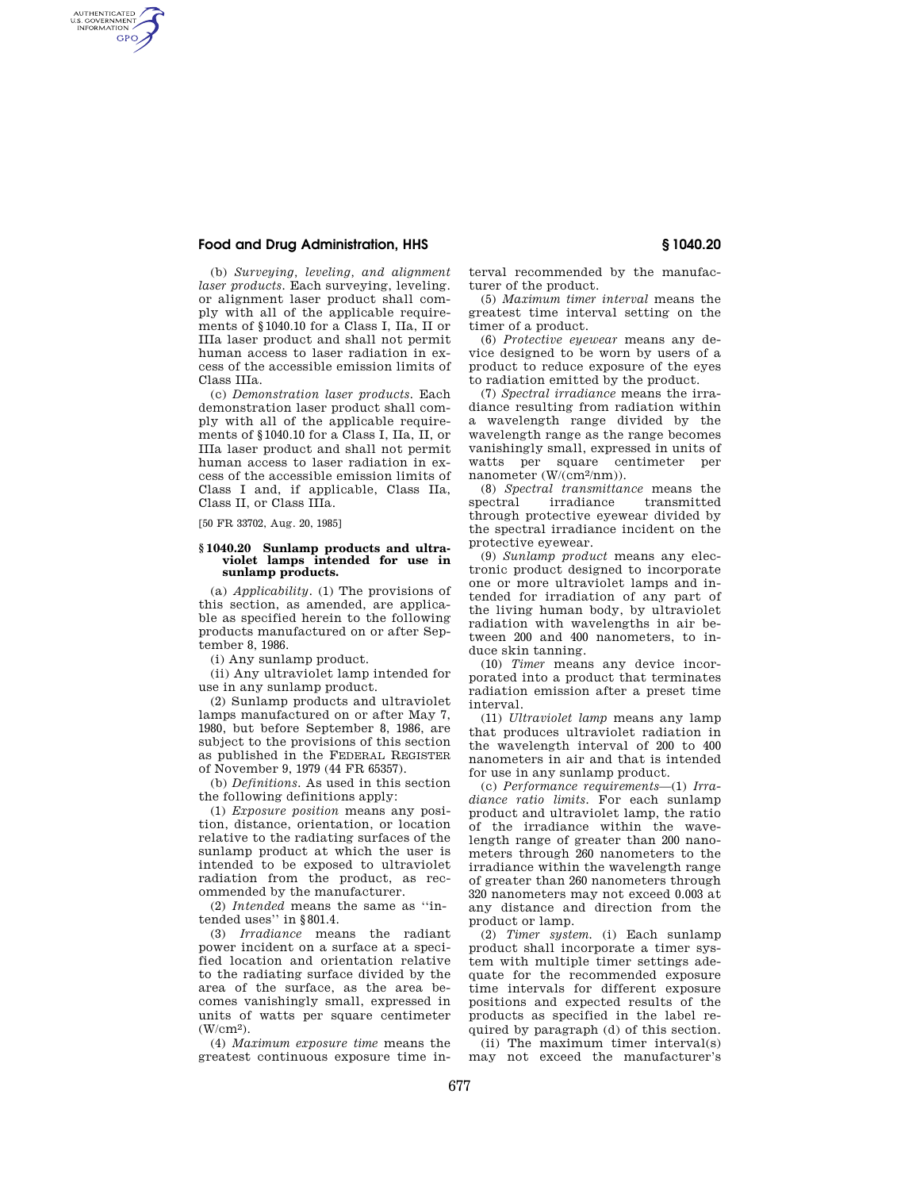(b) *Surveying, leveling, and alignment laser products.* Each surveying, leveling, or alignment laser product shall comply with all of the applicable requirements of §1040.10 for a Class I, IIa, II or IIIa laser product and shall not permit human access to laser radiation in excess of the accessible emission limits of Class IIIa.

(c) *Demonstration laser products.* Each demonstration laser product shall comply with all of the applicable requirements of §1040.10 for a Class I, IIa, II, or IIIa laser product and shall not permit human access to laser radiation in excess of the accessible emission limits of Class I and, if applicable, Class IIa, Class II, or Class IIIa.

[50 FR 33702, Aug. 20, 1985]

## §1040.20 Sunlamp products and ultraviolet lamps intended for use in sunlamp products.

(a) *Applicability.* (1) The provisions of this section, as amended, are applicable as specified herein to the following products manufactured on or after September 8, 1986.

(i) Any sunlamp product.

(ii) Any ultraviolet lamp intended for use in any sunlamp product.

(2) Sunlamp products and ultraviolet lamps manufactured on or after May 7, 1980, but before September 8, 1986, are subject to the provisions of this section as published in the FEDERAL REGISTER of November 9, 1979 (44 FR 65357).

(b) *Definitions.* As used in this section the following definitions apply:

(1) *Exposure position* means any position, distance, orientation, or location relative to the radiating surfaces of the sunlamp product at which the user is intended to be exposed to ultraviolet radiation from the product, as recommended by the manufacturer.

(2) *Intended* means the same as "intended uses" in §801.4.

(3) *Irradiance* means the radiant power incident on a surface at a specified location and orientation relative to the radiating surface divided by the area of the surface, as the area becomes vanishingly small, expressed in units of watts per square centimeter ($W/cm^2$).

(4) *Maximum exposure time* means the greatest continuous exposure time interval recommended by the manufacturer of the product.

(5) *Maximum timer interval* means the greatest time interval setting on the timer of a product.

(6) *Protective eyewear* means any device designed to be worn by users of a product to reduce exposure of the eyes to radiation emitted by the product.

(7) *Spectral irradiance* means the irradiance resulting from radiation within a wavelength range divided by the wavelength range as the range becomes vanishingly small, expressed in units of watts per square centimeter per nanometer ($W/(cm^2/nm)$).

(8) *Spectral transmittance* means the spectral irradiance transmitted through protective eyewear divided by the spectral irradiance incident on the protective eyewear.

(9) *Sunlamp product* means any electronic product designed to incorporate one or more ultraviolet lamps and intended for irradiation of any part of the living human body, by ultraviolet radiation with wavelengths in air between 200 and 400 nanometers, to induce skin tanning.

(10) *Timer* means any device incorporated into a product that terminates radiation emission after a preset time interval.

(11) *Ultraviolet lamp* means any lamp that produces ultraviolet radiation in the wavelength interval of 200 to 400 nanometers in air and that is intended for use in any sunlamp product.

(c) *Performance requirements*—(1) *Irradiance ratio limits.* For each sunlamp product and ultraviolet lamp, the ratio of the irradiance within the wavelength range of greater than 200 nanometers through 260 nanometers to the irradiance within the wavelength range of greater than 260 nanometers through 320 nanometers may not exceed 0.003 at any distance and direction from the product or lamp.

(2) *Timer system.* (i) Each sunlamp product shall incorporate a timer system with multiple timer settings adequate for the recommended exposure time intervals for different exposure positions and expected results of the products as specified in the label required by paragraph (d) of this section.

(ii) The maximum timer interval(s) may not exceed the manufacturer's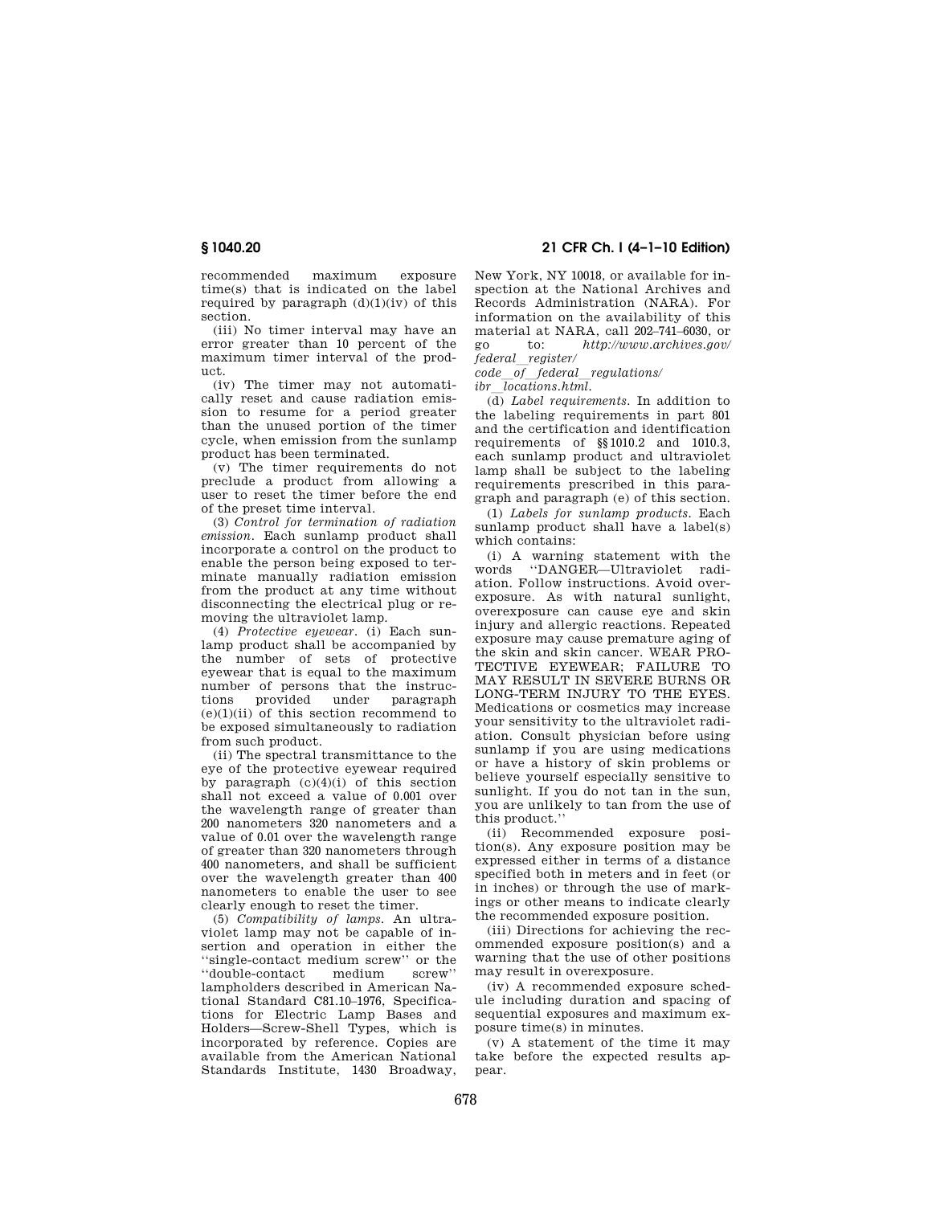recommended maximum exposure time(s) that is indicated on the label required by paragraph (d)(1)(iv) of this section.

(iii) No timer interval may have an error greater than 10 percent of the maximum timer interval of the product.

(iv) The timer may not automatically reset and cause radiation emission to resume for a period greater than the unused portion of the timer cycle, when emission from the sunlamp product has been terminated.

(v) The timer requirements do not preclude a product from allowing a user to reset the timer before the end of the preset time interval.

(3) *Control for termination of radiation emission.* Each sunlamp product shall incorporate a control on the product to enable the person being exposed to terminate manually radiation emission from the product at any time without disconnecting the electrical plug or removing the ultraviolet lamp.

(4) *Protective eyewear.* (i) Each sunlamp product shall be accompanied by the number of sets of protective eyewear that is equal to the maximum number of persons that the instructions provided under paragraph (e)(1)(ii) of this section recommend to be exposed simultaneously to radiation from such product.

(ii) The spectral transmittance to the eye of the protective eyewear required by paragraph (c)(4)(i) of this section shall not exceed a value of 0.001 over the wavelength range of greater than 200 nanometers 320 nanometers and a value of 0.01 over the wavelength range of greater than 320 nanometers through 400 nanometers, and shall be sufficient over the wavelength greater than 400 nanometers to enable the user to see clearly enough to reset the timer.

(5) *Compatibility of lamps.* An ultraviolet lamp may not be capable of insertion and operation in either the "single-contact medium screw" or the "double-contact medium screw" lampholders described in American National Standard C81.10–1976, Specifications for Electric Lamp Bases and Holders—Screw-Shell Types, which is incorporated by reference. Copies are available from the American National Standards Institute, 1430 Broadway, New York, NY 10018, or available for inspection at the National Archives and Records Administration (NARA). For information on the availability of this material at NARA, call 202–741–6030, or go to: *http://www.archives.gov/federal_register/code_of_federal_regulations/ibr_locations.html.*

(d) *Label requirements.* In addition to the labeling requirements in part 801 and the certification and identification requirements of §§1010.2 and 1010.3, each sunlamp product and ultraviolet lamp shall be subject to the labeling requirements prescribed in this paragraph and paragraph (e) of this section.

(1) *Labels for sunlamp products.* Each sunlamp product shall have a label(s) which contains:

(i) A warning statement with the words "DANGER—Ultraviolet radiation. Follow instructions. Avoid overexposure. As with natural sunlight, overexposure can cause eye and skin injury and allergic reactions. Repeated exposure may cause premature aging of the skin and skin cancer. WEAR PROTECTIVE EYEWEAR; FAILURE TO MAY RESULT IN SEVERE BURNS OR LONG-TERM INJURY TO THE EYES. Medications or cosmetics may increase your sensitivity to the ultraviolet radiation. Consult physician before using sunlamp if you are using medications or have a history of skin problems or believe yourself especially sensitive to sunlight. If you do not tan in the sun, you are unlikely to tan from the use of this product."

(ii) Recommended exposure position(s). Any exposure position may be expressed either in terms of a distance specified both in meters and in feet (or in inches) or through the use of markings or other means to indicate clearly the recommended exposure position.

(iii) Directions for achieving the recommended exposure position(s) and a warning that the use of other positions may result in overexposure.

(iv) A recommended exposure schedule including duration and spacing of sequential exposures and maximum exposure time(s) in minutes.

(v) A statement of the time it may take before the expected results appear.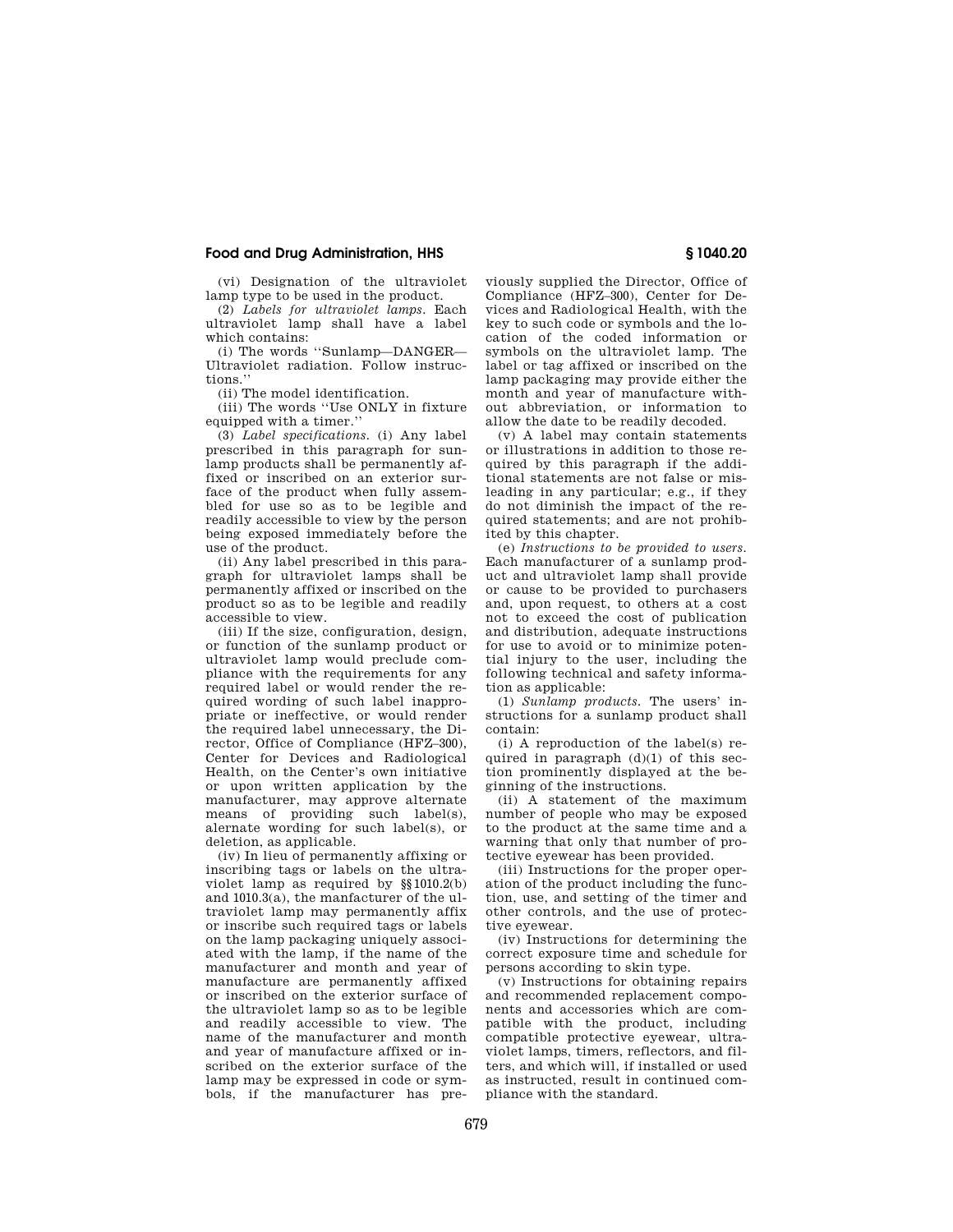(vi) Designation of the ultraviolet lamp type to be used in the product.

(2) *Labels for ultraviolet lamps.* Each ultraviolet lamp shall have a label which contains:

(i) The words ''Sunlamp—DANGER—Ultraviolet radiation. Follow instructions.''

(ii) The model identification.

(iii) The words ''Use ONLY in fixture equipped with a timer.''

(3) *Label specifications.* (i) Any label prescribed in this paragraph for sunlamp products shall be permanently affixed or inscribed on an exterior surface of the product when fully assembled for use so as to be legible and readily accessible to view by the person being exposed immediately before the use of the product.

(ii) Any label prescribed in this paragraph for ultraviolet lamps shall be permanently affixed or inscribed on the product so as to be legible and readily accessible to view.

(iii) If the size, configuration, design, or function of the sunlamp product or ultraviolet lamp would preclude compliance with the requirements for any required label or would render the required wording of such label inappropriate or ineffective, or would render the required label unnecessary, the Director, Office of Compliance (HFZ–300), Center for Devices and Radiological Health, on the Center's own initiative or upon written application by the manufacturer, may approve alternate means of providing such label(s), alernate wording for such label(s), or deletion, as applicable.

(iv) In lieu of permanently affixing or inscribing tags or labels on the ultraviolet lamp as required by §§1010.2(b) and 1010.3(a), the manfacturer of the ultraviolet lamp may permanently affix or inscribe such required tags or labels on the lamp packaging uniquely associated with the lamp, if the name of the manufacturer and month and year of manufacture are permanently affixed or inscribed on the exterior surface of the ultraviolet lamp so as to be legible and readily accessible to view. The name of the manufacturer and month and year of manufacture affixed or inscribed on the exterior surface of the lamp may be expressed in code or symbols, if the manufacturer has previously supplied the Director, Office of Compliance (HFZ–300), Center for Devices and Radiological Health, with the key to such code or symbols and the location of the coded information or symbols on the ultraviolet lamp. The label or tag affixed or inscribed on the lamp packaging may provide either the month and year of manufacture without abbreviation, or information to allow the date to be readily decoded.

(v) A label may contain statements or illustrations in addition to those required by this paragraph if the additional statements are not false or misleading in any particular; e.g., if they do not diminish the impact of the required statements; and are not prohibited by this chapter.

(e) *Instructions to be provided to users.* Each manufacturer of a sunlamp product and ultraviolet lamp shall provide or cause to be provided to purchasers and, upon request, to others at a cost not to exceed the cost of publication and distribution, adequate instructions for use to avoid or to minimize potential injury to the user, including the following technical and safety information as applicable:

(1) *Sunlamp products.* The users' instructions for a sunlamp product shall contain:

(i) A reproduction of the label(s) required in paragraph (d)(1) of this section prominently displayed at the beginning of the instructions.

(ii) A statement of the maximum number of people who may be exposed to the product at the same time and a warning that only that number of protective eyewear has been provided.

(iii) Instructions for the proper operation of the product including the function, use, and setting of the timer and other controls, and the use of protective eyewear.

(iv) Instructions for determining the correct exposure time and schedule for persons according to skin type.

(v) Instructions for obtaining repairs and recommended replacement components and accessories which are compatible with the product, including compatible protective eyewear, ultraviolet lamps, timers, reflectors, and filters, and which will, if installed or used as instructed, result in continued compliance with the standard.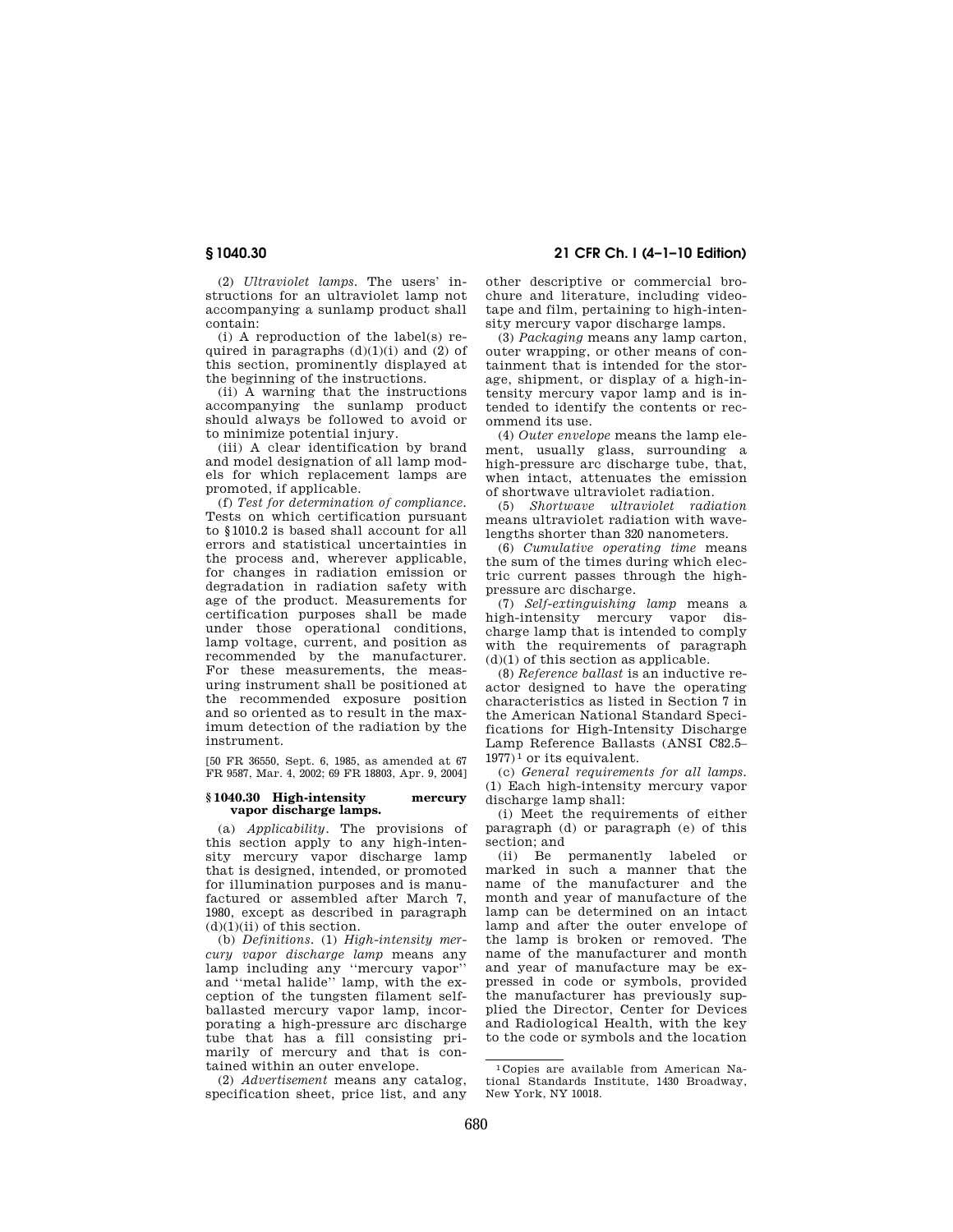(2) *Ultraviolet lamps.* The users' instructions for an ultraviolet lamp not accompanying a sunlamp product shall contain:

(i) A reproduction of the label(s) required in paragraphs (d)(1)(i) and (2) of this section, prominently displayed at the beginning of the instructions.

(ii) A warning that the instructions accompanying the sunlamp product should always be followed to avoid or to minimize potential injury.

(iii) A clear identification by brand and model designation of all lamp models for which replacement lamps are promoted, if applicable.

(f) *Test for determination of compliance.* Tests on which certification pursuant to §1010.2 is based shall account for all errors and statistical uncertainties in the process and, wherever applicable, for changes in radiation emission or degradation in radiation safety with age of the product. Measurements for certification purposes shall be made under those operational conditions, lamp voltage, current, and position as recommended by the manufacturer. For these measurements, the measuring instrument shall be positioned at the recommended exposure position and so oriented as to result in the maximum detection of the radiation by the instrument.

[50 FR 36550, Sept. 6, 1985, as amended at 67 FR 9587, Mar. 4, 2002; 69 FR 18803, Apr. 9, 2004]

## §1040.30 High-intensity mercury vapor discharge lamps.

(a) *Applicability.* The provisions of this section apply to any high-intensity mercury vapor discharge lamp that is designed, intended, or promoted for illumination purposes and is manufactured or assembled after March 7, 1980, except as described in paragraph (d)(1)(ii) of this section.

(b) *Definitions.* (1) *High-intensity mercury vapor discharge lamp* means any lamp including any ''mercury vapor'' and ''metal halide'' lamp, with the exception of the tungsten filament self-ballasted mercury vapor lamp, incorporating a high-pressure arc discharge tube that has a fill consisting primarily of mercury and that is contained within an outer envelope.

(2) *Advertisement* means any catalog, specification sheet, price list, and any other descriptive or commercial brochure and literature, including videotape and film, pertaining to high-intensity mercury vapor discharge lamps.

(3) *Packaging* means any lamp carton, outer wrapping, or other means of containment that is intended for the storage, shipment, or display of a high-intensity mercury vapor lamp and is intended to identify the contents or recommend its use.

(4) *Outer envelope* means the lamp element, usually glass, surrounding a high-pressure arc discharge tube, that, when intact, attenuates the emission of shortwave ultraviolet radiation.

(5) *Shortwave ultraviolet radiation* means ultraviolet radiation with wavelengths shorter than 320 nanometers.

(6) *Cumulative operating time* means the sum of the times during which electric current passes through the high-pressure arc discharge.

(7) *Self-extinguishing lamp* means a high-intensity mercury vapor discharge lamp that is intended to comply with the requirements of paragraph (d)(1) of this section as applicable.

(8) *Reference ballast* is an inductive reactor designed to have the operating characteristics as listed in Section 7 in the American National Standard Specifications for High-Intensity Discharge Lamp Reference Ballasts (ANSI C82.5–1977)[1] or its equivalent.

(c) *General requirements for all lamps.* (1) Each high-intensity mercury vapor discharge lamp shall:

(i) Meet the requirements of either paragraph (d) or paragraph (e) of this section; and

(ii) Be permanently labeled or marked in such a manner that the name of the manufacturer and the month and year of manufacture of the lamp can be determined on an intact lamp and after the outer envelope of the lamp is broken or removed. The name of the manufacturer and month and year of manufacture may be expressed in code or symbols, provided the manufacturer has previously supplied the Director, Center for Devices and Radiological Health, with the key to the code or symbols and the location

---

[1] Copies are available from American National Standards Institute, 1430 Broadway, New York, NY 10018.